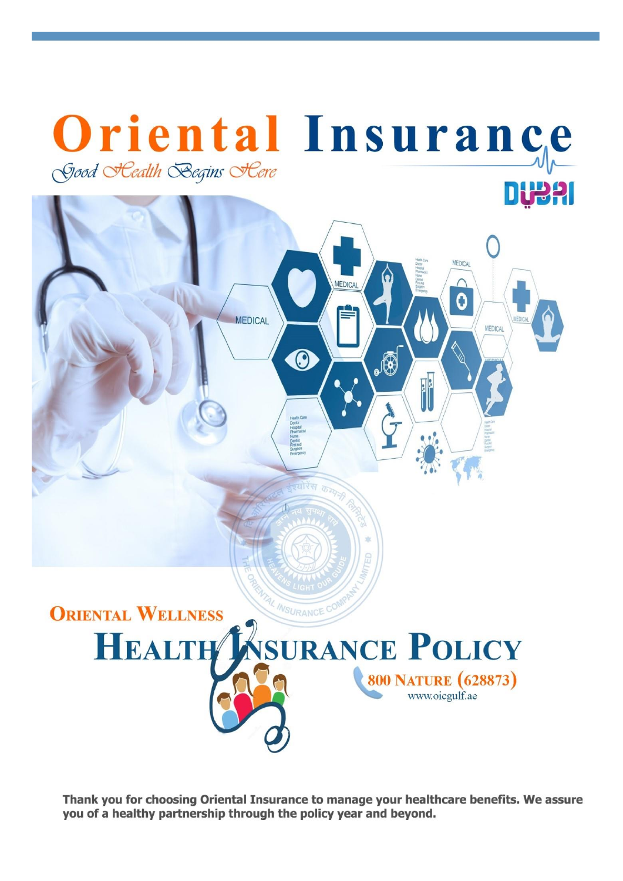# Oriental Insurance

*Good Health Begins Here*

DUBAI

## Oriental Wellness

# Health Insurance Policy

800 NATURE (628873)

www.oicgulf.ae

**Thank you for choosing Oriental Insurance to manage your healthcare benefits. We assure you of a healthy partnership through the policy year and beyond.**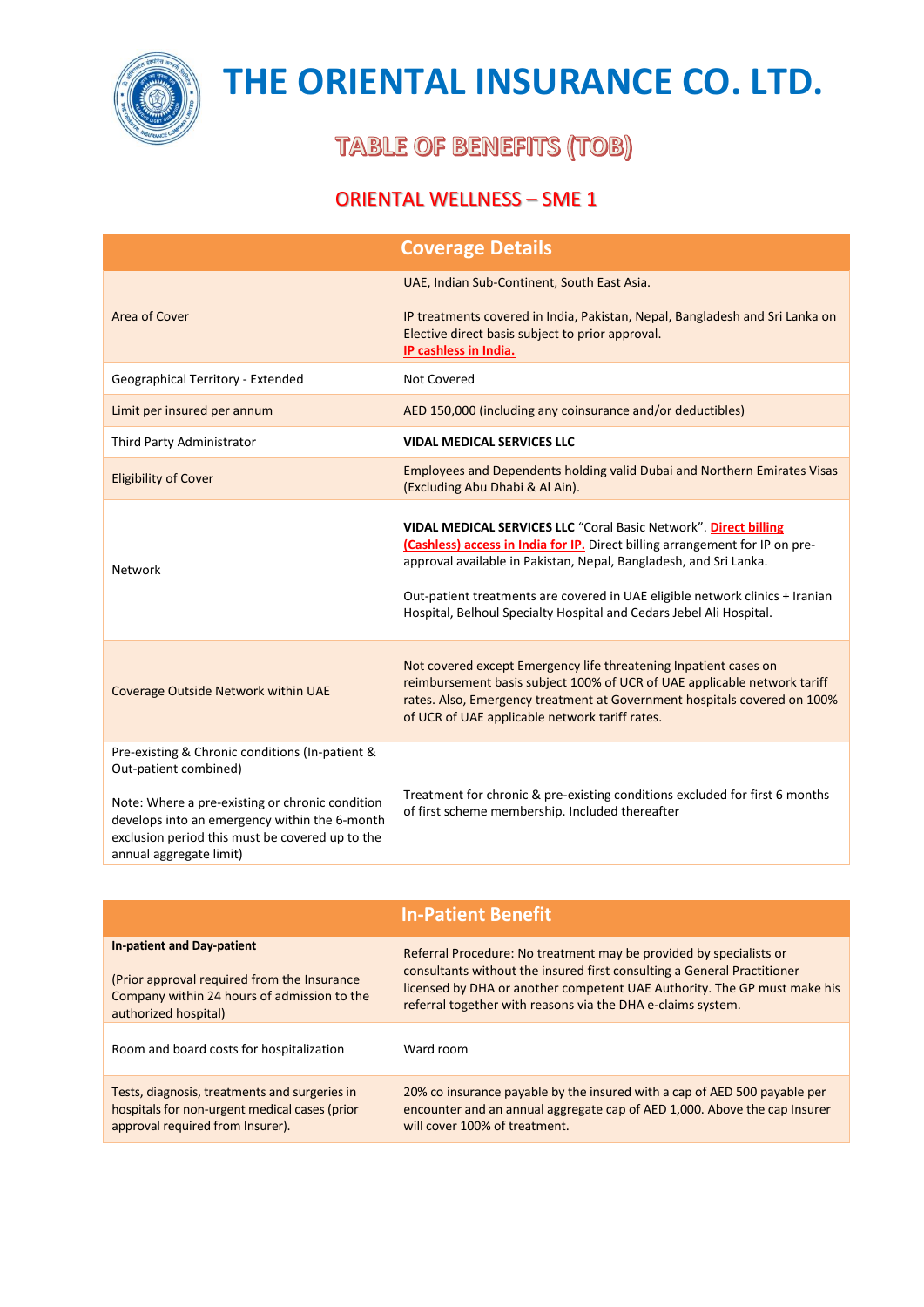# THE ORIENTAL INSURANCE CO. LTD.

## TABLE OF BENEFITS (TOB)

### ORIENTAL WELLNESS – SME 1

| Coverage Details | |
|---|---|
| Area of Cover | UAE, Indian Sub-Continent, South East Asia.<br><br>IP treatments covered in India, Pakistan, Nepal, Bangladesh and Sri Lanka on Elective direct basis subject to prior approval.<br>**IP cashless in India.** |
| Geographical Territory - Extended | Not Covered |
| Limit per insured per annum | AED 150,000 (including any coinsurance and/or deductibles) |
| Third Party Administrator | **VIDAL MEDICAL SERVICES LLC** |
| Eligibility of Cover | Employees and Dependents holding valid Dubai and Northern Emirates Visas (Excluding Abu Dhabi & Al Ain). |
| Network | **VIDAL MEDICAL SERVICES LLC** "Coral Basic Network". **Direct billing (Cashless) access in India for IP.** Direct billing arrangement for IP on pre-approval available in Pakistan, Nepal, Bangladesh, and Sri Lanka.<br><br>Out-patient treatments are covered in UAE eligible network clinics + Iranian Hospital, Belhoul Specialty Hospital and Cedars Jebel Ali Hospital. |
| Coverage Outside Network within UAE | Not covered except Emergency life threatening Inpatient cases on reimbursement basis subject 100% of UCR of UAE applicable network tariff rates. Also, Emergency treatment at Government hospitals covered on 100% of UCR of UAE applicable network tariff rates. |
| Pre-existing & Chronic conditions (In-patient & Out-patient combined)<br><br>Note: Where a pre-existing or chronic condition develops into an emergency within the 6-month exclusion period this must be covered up to the annual aggregate limit) | Treatment for chronic & pre-existing conditions excluded for first 6 months of first scheme membership. Included thereafter |

| In-Patient Benefit | |
|---|---|
| **In-patient and Day-patient**<br><br>(Prior approval required from the Insurance Company within 24 hours of admission to the authorized hospital) | Referral Procedure: No treatment may be provided by specialists or consultants without the insured first consulting a General Practitioner licensed by DHA or another competent UAE Authority. The GP must make his referral together with reasons via the DHA e-claims system. |
| Room and board costs for hospitalization | Ward room |
| Tests, diagnosis, treatments and surgeries in hospitals for non-urgent medical cases (prior approval required from Insurer). | 20% co insurance payable by the insured with a cap of AED 500 payable per encounter and an annual aggregate cap of AED 1,000. Above the cap Insurer will cover 100% of treatment. |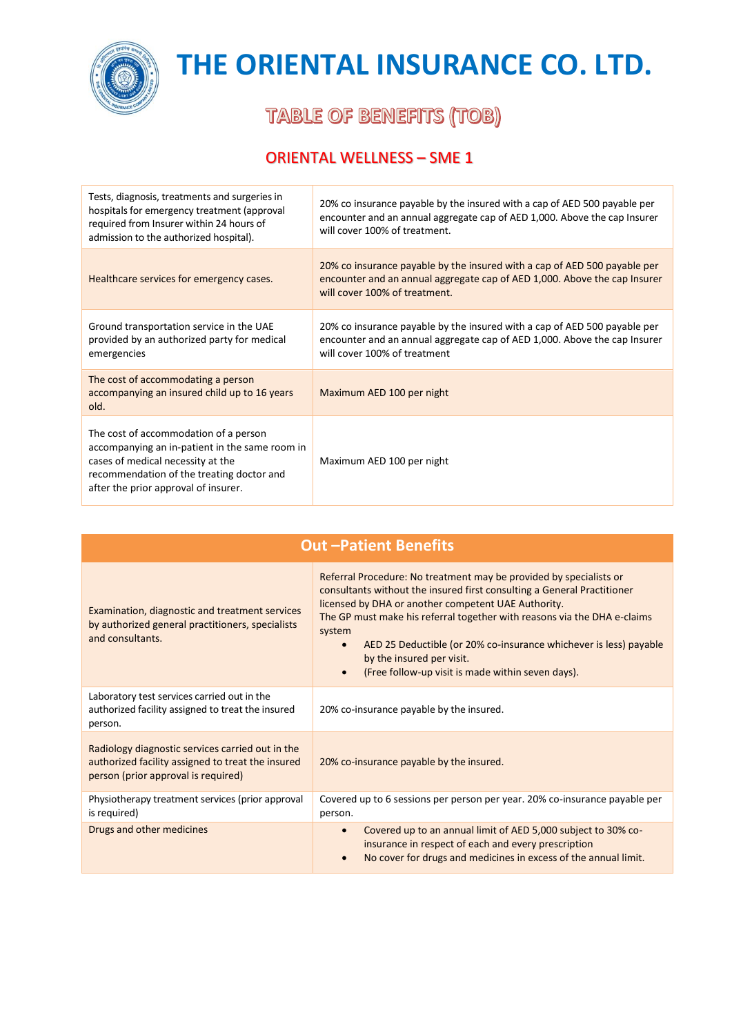# THE ORIENTAL INSURANCE CO. LTD.

## TABLE OF BENEFITS (TOB)

## ORIENTAL WELLNESS – SME 1

| | |
|---|---|
| Tests, diagnosis, treatments and surgeries in hospitals for emergency treatment (approval required from Insurer within 24 hours of admission to the authorized hospital). | 20% co insurance payable by the insured with a cap of AED 500 payable per encounter and an annual aggregate cap of AED 1,000. Above the cap Insurer will cover 100% of treatment. |
| Healthcare services for emergency cases. | 20% co insurance payable by the insured with a cap of AED 500 payable per encounter and an annual aggregate cap of AED 1,000. Above the cap Insurer will cover 100% of treatment. |
| Ground transportation service in the UAE provided by an authorized party for medical emergencies | 20% co insurance payable by the insured with a cap of AED 500 payable per encounter and an annual aggregate cap of AED 1,000. Above the cap Insurer will cover 100% of treatment |
| The cost of accommodating a person accompanying an insured child up to 16 years old. | Maximum AED 100 per night |
| The cost of accommodation of a person accompanying an in-patient in the same room in cases of medical necessity at the recommendation of the treating doctor and after the prior approval of insurer. | Maximum AED 100 per night |

| Out –Patient Benefits | |
|---|---|
| Examination, diagnostic and treatment services by authorized general practitioners, specialists and consultants. | Referral Procedure: No treatment may be provided by specialists or consultants without the insured first consulting a General Practitioner licensed by DHA or another competent UAE Authority.<br>The GP must make his referral together with reasons via the DHA e-claims system<br>• AED 25 Deductible (or 20% co-insurance whichever is less) payable by the insured per visit.<br>• (Free follow-up visit is made within seven days). |
| Laboratory test services carried out in the authorized facility assigned to treat the insured person. | 20% co-insurance payable by the insured. |
| Radiology diagnostic services carried out in the authorized facility assigned to treat the insured person (prior approval is required) | 20% co-insurance payable by the insured. |
| Physiotherapy treatment services (prior approval is required) | Covered up to 6 sessions per person per year. 20% co-insurance payable per person. |
| Drugs and other medicines | • Covered up to an annual limit of AED 5,000 subject to 30% co-insurance in respect of each and every prescription<br>• No cover for drugs and medicines in excess of the annual limit. |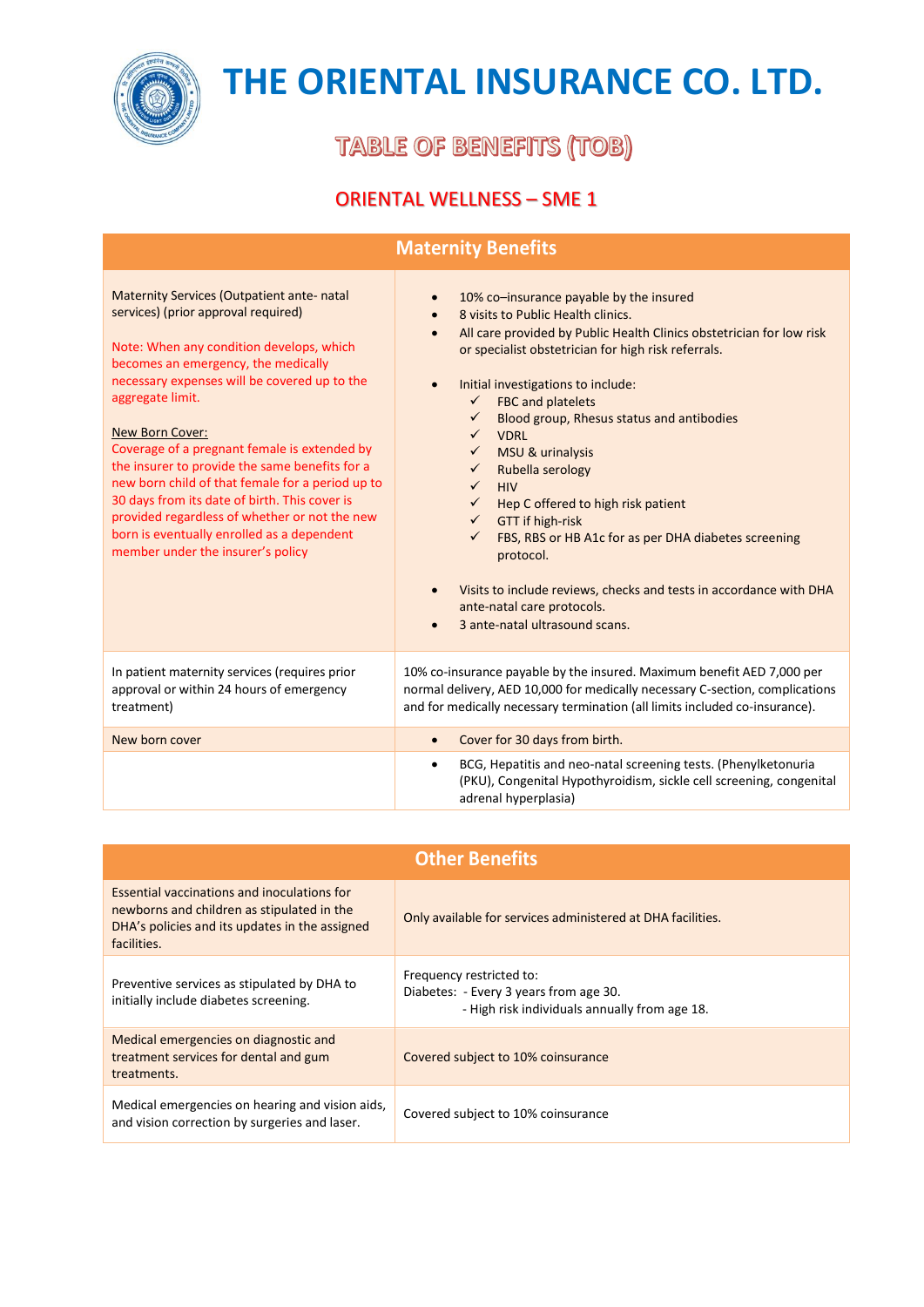# THE ORIENTAL INSURANCE CO. LTD.

## TABLE OF BENEFITS (TOB)

### ORIENTAL WELLNESS – SME 1

| Maternity Benefits | |
|---|---|
| Maternity Services (Outpatient ante- natal services) (prior approval required)<br><br>Note: When any condition develops, which becomes an emergency, the medically necessary expenses will be covered up to the aggregate limit.<br><br>New Born Cover:<br>Coverage of a pregnant female is extended by the insurer to provide the same benefits for a new born child of that female for a period up to 30 days from its date of birth. This cover is provided regardless of whether or not the new born is eventually enrolled as a dependent member under the insurer's policy | • 10% co–insurance payable by the insured.<br>• 8 visits to Public Health clinics.<br>• All care provided by Public Health Clinics obstetrician for low risk or specialist obstetrician for high risk referrals.<br><br>• Initial investigations to include:<br>✓ FBC and platelets<br>✓ Blood group, Rhesus status and antibodies<br>✓ VDRL<br>✓ MSU & urinalysis<br>✓ Rubella serology<br>✓ HIV<br>✓ Hep C offered to high risk patient<br>✓ GTT if high-risk<br>✓ FBS, RBS or HB A1c for as per DHA diabetes screening protocol.<br><br>• Visits to include reviews, checks and tests in accordance with DHA ante-natal care protocols.<br>• 3 ante-natal ultrasound scans. |
| In patient maternity services (requires prior approval or within 24 hours of emergency treatment) | 10% co-insurance payable by the insured. Maximum benefit AED 7,000 per normal delivery, AED 10,000 for medically necessary C-section, complications and for medically necessary termination (all limits included co-insurance). |
| New born cover | • Cover for 30 days from birth. |
| | • BCG, Hepatitis and neo-natal screening tests. (Phenylketonuria (PKU), Congenital Hypothyroidism, sickle cell screening, congenital adrenal hyperplasia) |

| Other Benefits | |
|---|---|
| Essential vaccinations and inoculations for newborns and children as stipulated in the DHA's policies and its updates in the assigned facilities. | Only available for services administered at DHA facilities. |
| Preventive services as stipulated by DHA to initially include diabetes screening. | Frequency restricted to:<br>Diabetes: - Every 3 years from age 30.<br>- High risk individuals annually from age 18. |
| Medical emergencies on diagnostic and treatment services for dental and gum treatments. | Covered subject to 10% coinsurance |
| Medical emergencies on hearing and vision aids, and vision correction by surgeries and laser. | Covered subject to 10% coinsurance |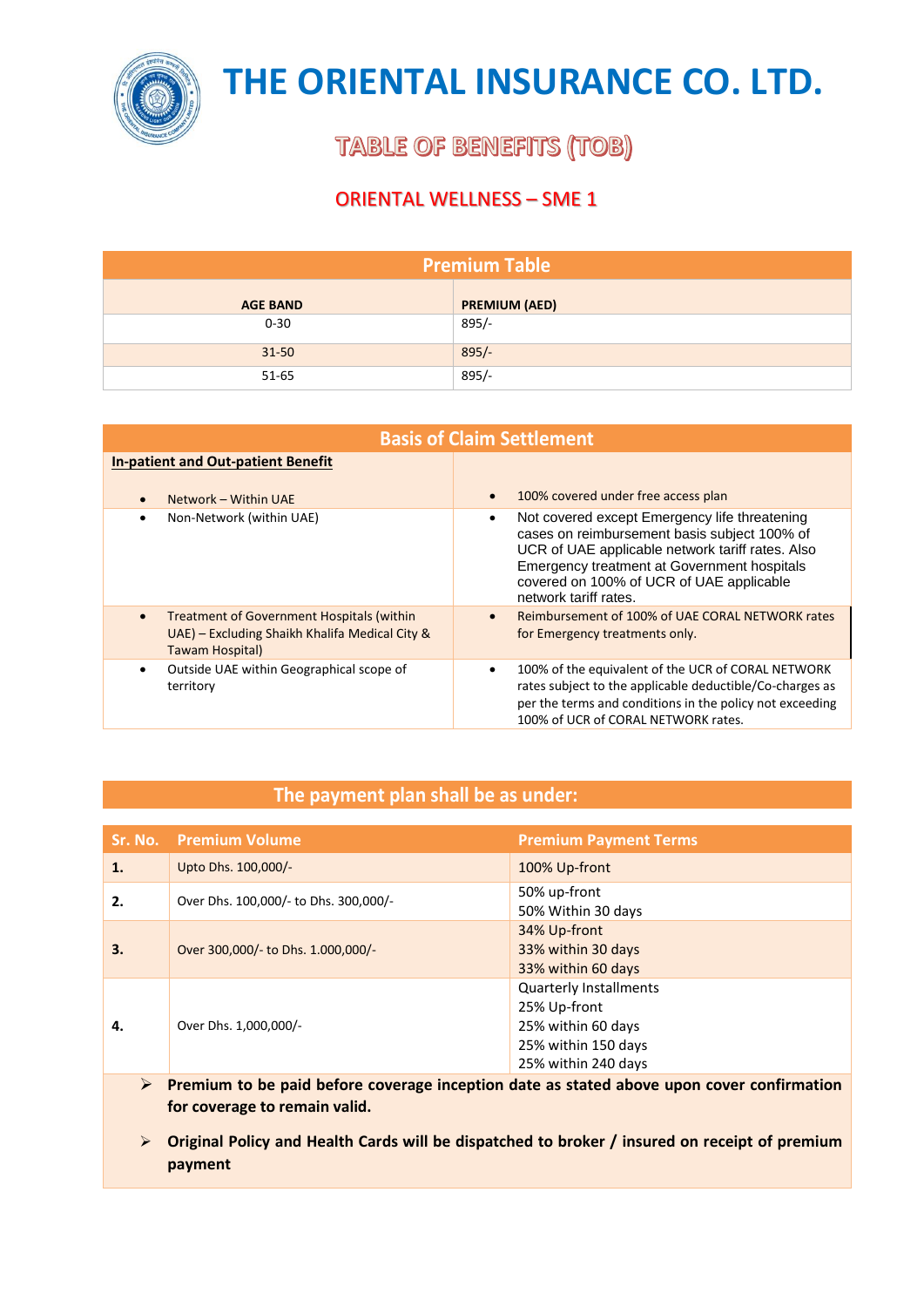# THE ORIENTAL INSURANCE CO. LTD.

## TABLE OF BENEFITS (TOB)

### ORIENTAL WELLNESS – SME 1

| Premium Table | |
|---|---|
| **AGE BAND** | **PREMIUM (AED)** |
| 0-30 | 895/- |
| 31-50 | 895/- |
| 51-65 | 895/- |

| Basis of Claim Settlement | |
|---|---|
| **In-patient and Out-patient Benefit** | |
| • Network – Within UAE | • 100% covered under free access plan |
| • Non-Network (within UAE) | • Not covered except Emergency life threatening cases on reimbursement basis subject 100% of UCR of UAE applicable network tariff rates. Also Emergency treatment at Government hospitals covered on 100% of UCR of UAE applicable network tariff rates. |
| • Treatment of Government Hospitals (within UAE) – Excluding Shaikh Khalifa Medical City & Tawam Hospital) | • Reimbursement of 100% of UAE CORAL NETWORK rates for Emergency treatments only. |
| • Outside UAE within Geographical scope of territory | • 100% of the equivalent of the UCR of CORAL NETWORK rates subject to the applicable deductible/Co-charges as per the terms and conditions in the policy not exceeding 100% of UCR of CORAL NETWORK rates. |

### The payment plan shall be as under:

| Sr. No. | Premium Volume | Premium Payment Terms |
|---|---|---|
| **1.** | Upto Dhs. 100,000/- | 100% Up-front |
| **2.** | Over Dhs. 100,000/- to Dhs. 300,000/- | 50% up-front<br>50% Within 30 days |
| **3.** | Over 300,000/- to Dhs. 1.000,000/- | 34% Up-front<br>33% within 30 days<br>33% within 60 days |
| **4.** | Over Dhs. 1,000,000/- | Quarterly Installments<br>25% Up-front<br>25% within 60 days<br>25% within 150 days<br>25% within 240 days |

- **Premium to be paid before coverage inception date as stated above upon cover confirmation for coverage to remain valid.**
- **Original Policy and Health Cards will be dispatched to broker / insured on receipt of premium payment**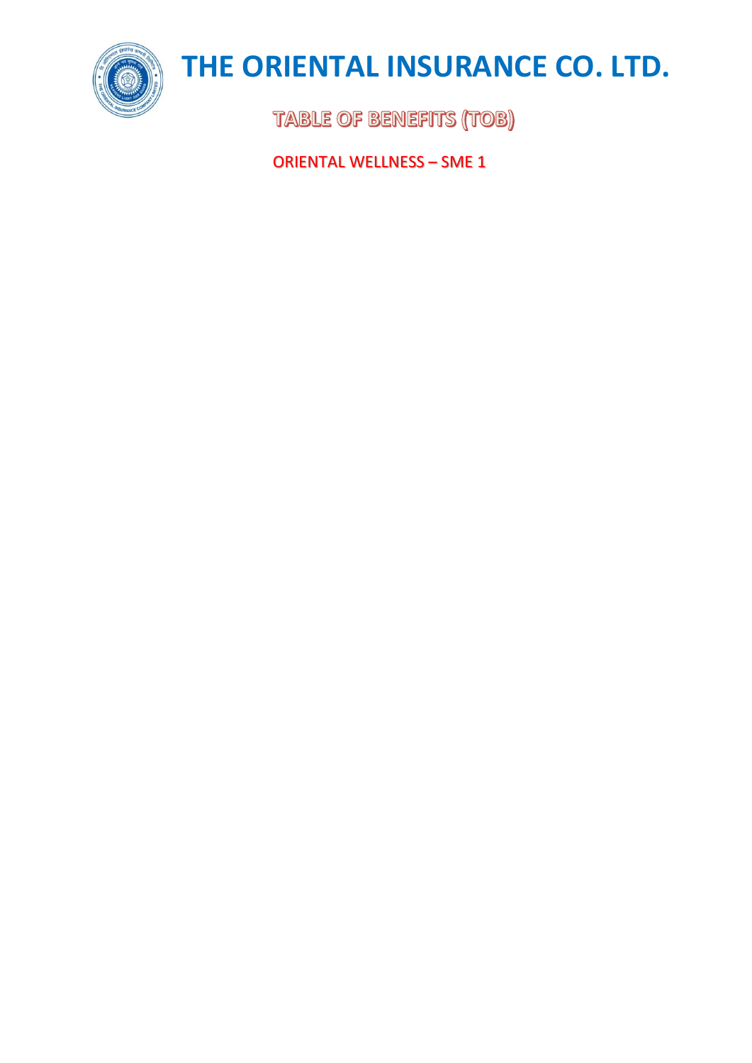# THE ORIENTAL INSURANCE CO. LTD.

## TABLE OF BENEFITS (TOB)

### ORIENTAL WELLNESS – SME 1